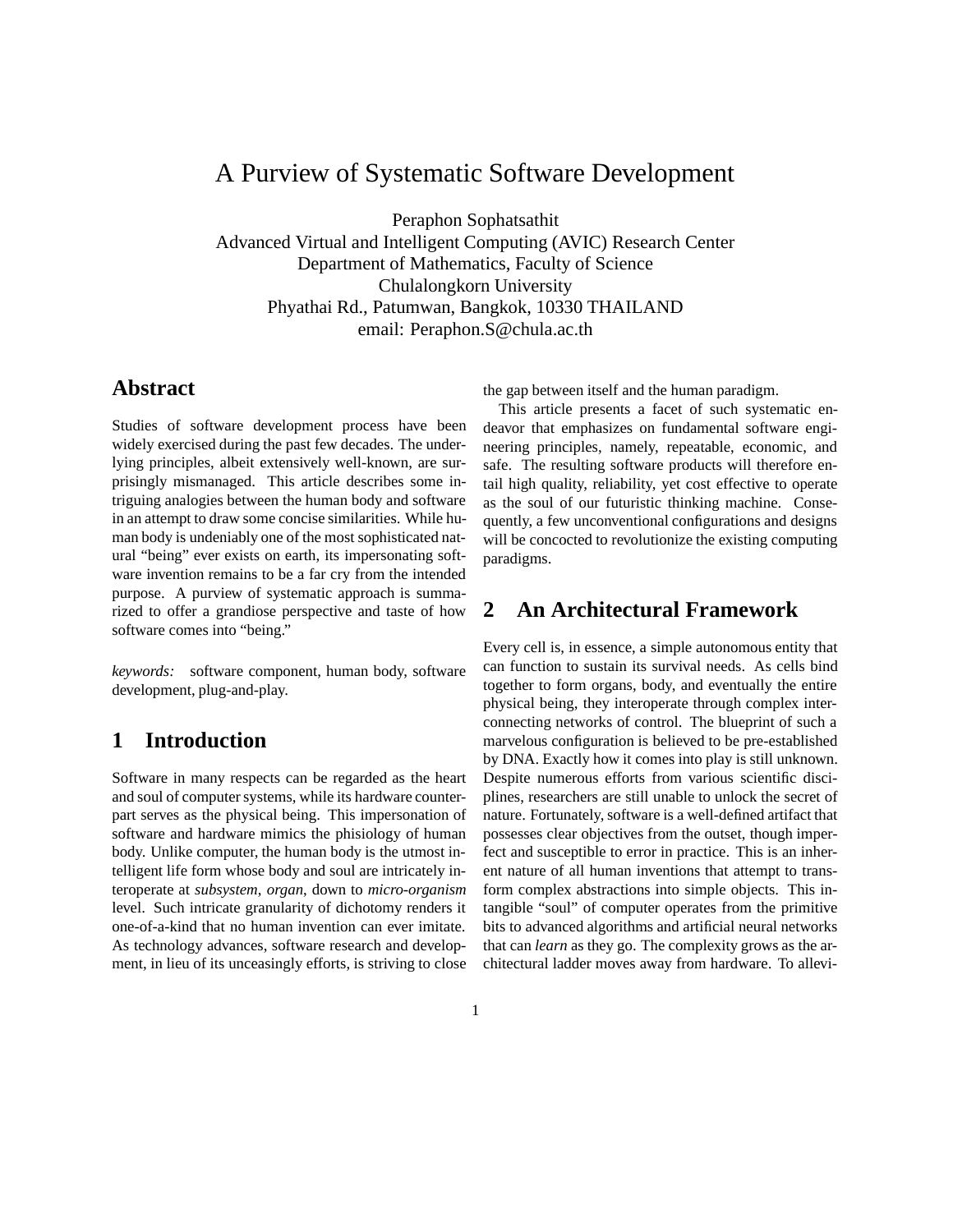# A Purview of Systematic Software Development

Peraphon Sophatsathit
Advanced Virtual and Intelligent Computing (AVIC) Research Center
Department of Mathematics, Faculty of Science
Chulalongkorn University
Phyathai Rd., Patumwan, Bangkok, 10330 THAILAND
email: Peraphon.S@chula.ac.th

## Abstract

Studies of software development process have been widely exercised during the past few decades. The underlying principles, albeit extensively well-known, are surprisingly mismanaged. This article describes some intriguing analogies between the human body and software in an attempt to draw some concise similarities. While human body is undeniably one of the most sophisticated natural "being" ever exists on earth, its impersonating software invention remains to be a far cry from the intended purpose. A purview of systematic approach is summarized to offer a grandiose perspective and taste of how software comes into "being."

*keywords:* software component, human body, software development, plug-and-play.

## 1 Introduction

Software in many respects can be regarded as the heart and soul of computer systems, while its hardware counterpart serves as the physical being. This impersonation of software and hardware mimics the phisiology of human body. Unlike computer, the human body is the utmost intelligent life form whose body and soul are intricately interoperate at *subsystem*, *organ*, down to *micro-organism* level. Such intricate granularity of dichotomy renders it one-of-a-kind that no human invention can ever imitate. As technology advances, software research and development, in lieu of its unceasingly efforts, is striving to close the gap between itself and the human paradigm.

This article presents a facet of such systematic endeavor that emphasizes on fundamental software engineering principles, namely, repeatable, economic, and safe. The resulting software products will therefore entail high quality, reliability, yet cost effective to operate as the soul of our futuristic thinking machine. Consequently, a few unconventional configurations and designs will be concocted to revolutionize the existing computing paradigms.

## 2 An Architectural Framework

Every cell is, in essence, a simple autonomous entity that can function to sustain its survival needs. As cells bind together to form organs, body, and eventually the entire physical being, they interoperate through complex interconnecting networks of control. The blueprint of such a marvelous configuration is believed to be pre-established by DNA. Exactly how it comes into play is still unknown. Despite numerous efforts from various scientific disciplines, researchers are still unable to unlock the secret of nature. Fortunately, software is a well-defined artifact that possesses clear objectives from the outset, though imperfect and susceptible to error in practice. This is an inherent nature of all human inventions that attempt to transform complex abstractions into simple objects. This intangible "soul" of computer operates from the primitive bits to advanced algorithms and artificial neural networks that can *learn* as they go. The complexity grows as the architectural ladder moves away from hardware. To allevi-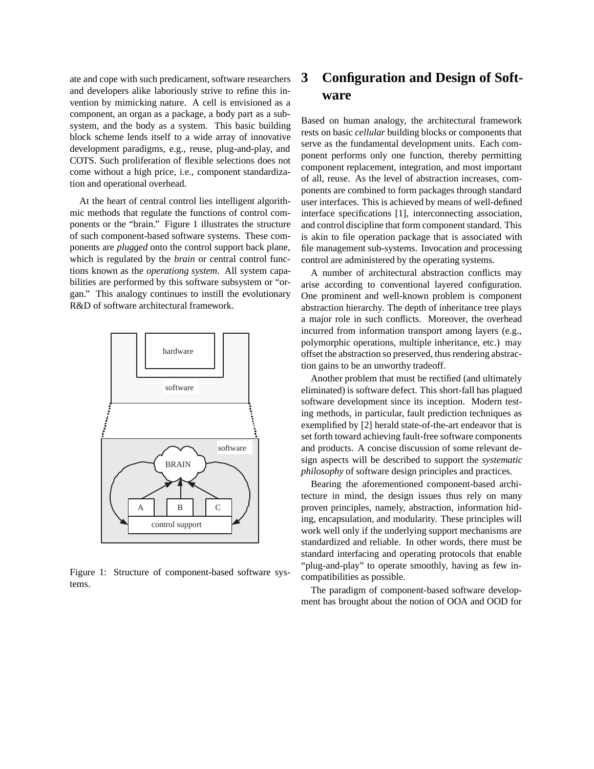ate and cope with such predicament, software researchers and developers alike laboriously strive to refine this invention by mimicking nature. A cell is envisioned as a component, an organ as a package, a body part as a subsystem, and the body as a system. This basic building block scheme lends itself to a wide array of innovative development paradigms, e.g., reuse, plug-and-play, and COTS. Such proliferation of flexible selections does not come without a high price, i.e., component standardization and operational overhead.

At the heart of central control lies intelligent algorithmic methods that regulate the functions of control components or the "brain." Figure 1 illustrates the structure of such component-based software systems. These components are *plugged* onto the control support back plane, which is regulated by the *brain* or central control functions known as the *operationg system*. All system capabilities are performed by this software subsystem or "organ." This analogy continues to instill the evolutionary R&D of software architectural framework.

Figure 1: Structure of component-based software systems.

## 3 Configuration and Design of Software

Based on human analogy, the architectural framework rests on basic *cellular* building blocks or components that serve as the fundamental development units. Each component performs only one function, thereby permitting component replacement, integration, and most important of all, reuse. As the level of abstraction increases, components are combined to form packages through standard user interfaces. This is achieved by means of well-defined interface specifications [1], interconnecting association, and control discipline that form component standard. This is akin to file operation package that is associated with file management sub-systems. Invocation and processing control are administered by the operating systems.

A number of architectural abstraction conflicts may arise according to conventional layered configuration. One prominent and well-known problem is component abstraction hierarchy. The depth of inheritance tree plays a major role in such conflicts. Moreover, the overhead incurred from information transport among layers (e.g., polymorphic operations, multiple inheritance, etc.) may offset the abstraction so preserved, thus rendering abstraction gains to be an unworthy tradeoff.

Another problem that must be rectified (and ultimately eliminated) is software defect. This short-fall has plagued software development since its inception. Modern testing methods, in particular, fault prediction techniques as exemplified by [2] herald state-of-the-art endeavor that is set forth toward achieving fault-free software components and products. A concise discussion of some relevant design aspects will be described to support the *systematic philosophy* of software design principles and practices.

Bearing the aforementioned component-based architecture in mind, the design issues thus rely on many proven principles, namely, abstraction, information hiding, encapsulation, and modularity. These principles will work well only if the underlying support mechanisms are standardized and reliable. In other words, there must be standard interfacing and operating protocols that enable "plug-and-play" to operate smoothly, having as few incompatibilities as possible.

The paradigm of component-based software development has brought about the notion of OOA and OOD for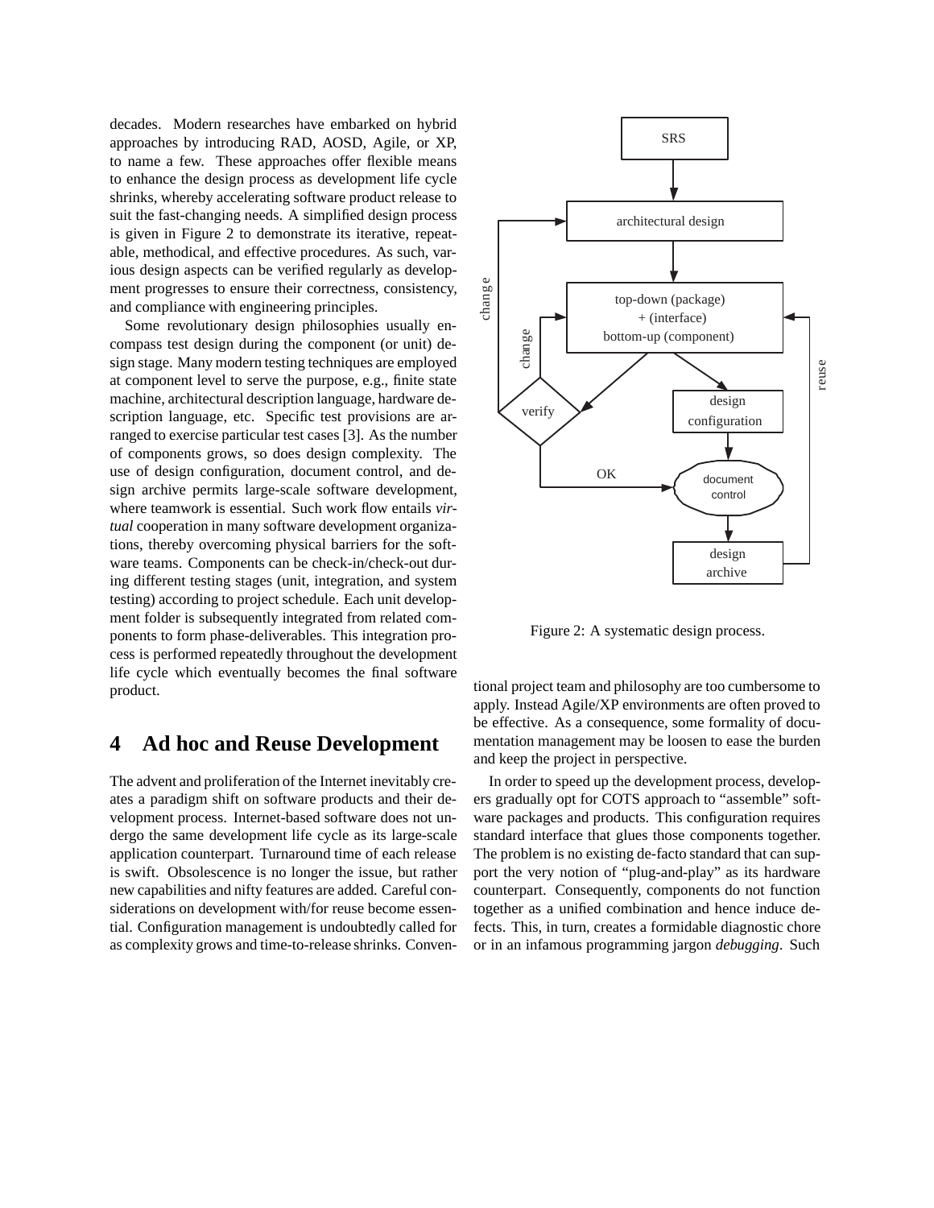decades. Modern researches have embarked on hybrid approaches by introducing RAD, AOSD, Agile, or XP, to name a few. These approaches offer flexible means to enhance the design process as development life cycle shrinks, whereby accelerating software product release to suit the fast-changing needs. A simplified design process is given in Figure 2 to demonstrate its iterative, repeatable, methodical, and effective procedures. As such, various design aspects can be verified regularly as development progresses to ensure their correctness, consistency, and compliance with engineering principles.

Some revolutionary design philosophies usually encompass test design during the component (or unit) design stage. Many modern testing techniques are employed at component level to serve the purpose, e.g., finite state machine, architectural description language, hardware description language, etc. Specific test provisions are arranged to exercise particular test cases [3]. As the number of components grows, so does design complexity. The use of design configuration, document control, and design archive permits large-scale software development, where teamwork is essential. Such work flow entails *virtual* cooperation in many software development organizations, thereby overcoming physical barriers for the software teams. Components can be check-in/check-out during different testing stages (unit, integration, and system testing) according to project schedule. Each unit development folder is subsequently integrated from related components to form phase-deliverables. This integration process is performed repeatedly throughout the development life cycle which eventually becomes the final software product.

Figure 2: A systematic design process.

# 4 Ad hoc and Reuse Development

The advent and proliferation of the Internet inevitably creates a paradigm shift on software products and their development process. Internet-based software does not undergo the same development life cycle as its large-scale application counterpart. Turnaround time of each release is swift. Obsolescence is no longer the issue, but rather new capabilities and nifty features are added. Careful considerations on development with/for reuse become essential. Configuration management is undoubtedly called for as complexity grows and time-to-release shrinks. Conventional project team and philosophy are too cumbersome to apply. Instead Agile/XP environments are often proved to be effective. As a consequence, some formality of documentation management may be loosen to ease the burden and keep the project in perspective.

In order to speed up the development process, developers gradually opt for COTS approach to "assemble" software packages and products. This configuration requires standard interface that glues those components together. The problem is no existing de-facto standard that can support the very notion of "plug-and-play" as its hardware counterpart. Consequently, components do not function together as a unified combination and hence induce defects. This, in turn, creates a formidable diagnostic chore or in an infamous programming jargon *debugging*. Such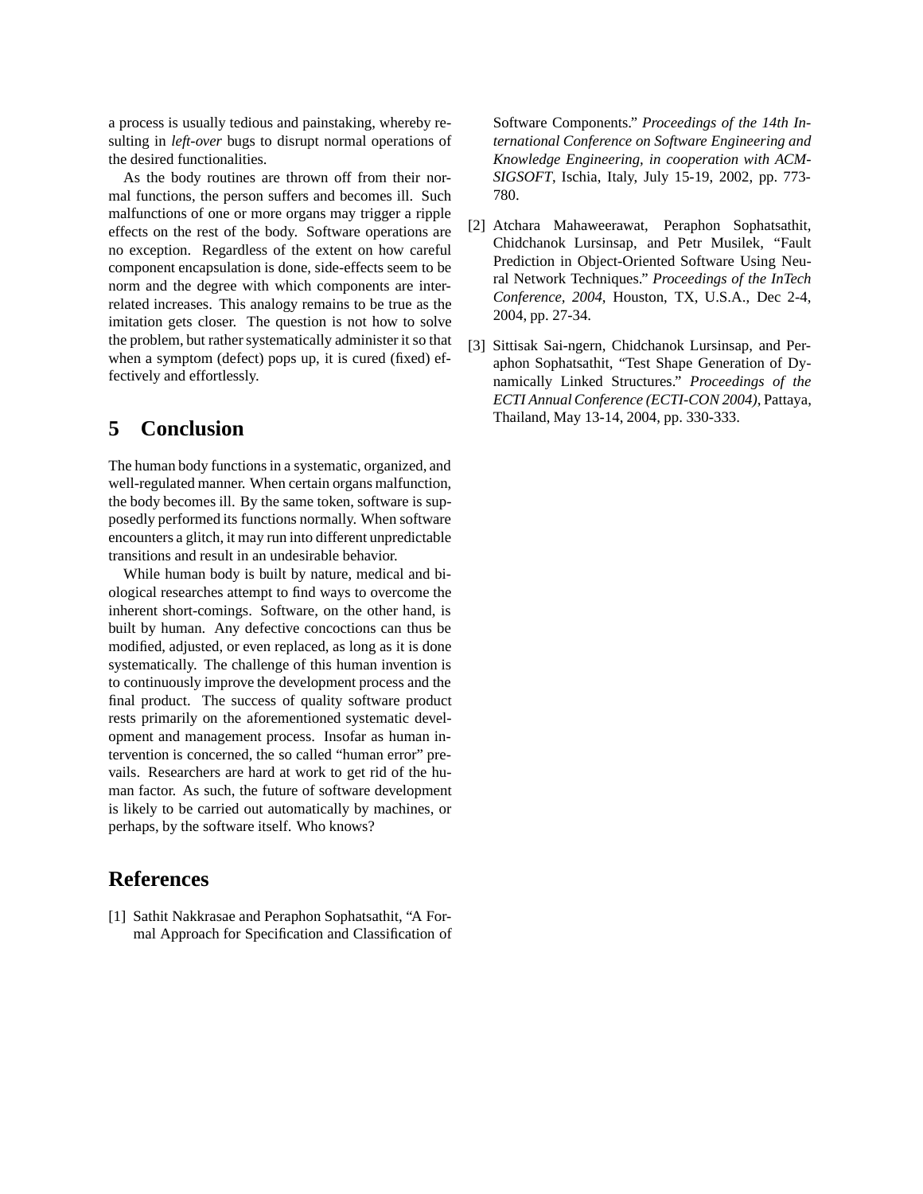a process is usually tedious and painstaking, whereby resulting in *left-over* bugs to disrupt normal operations of the desired functionalities.

As the body routines are thrown off from their normal functions, the person suffers and becomes ill. Such malfunctions of one or more organs may trigger a ripple effects on the rest of the body. Software operations are no exception. Regardless of the extent on how careful component encapsulation is done, side-effects seem to be norm and the degree with which components are interrelated increases. This analogy remains to be true as the imitation gets closer. The question is not how to solve the problem, but rather systematically administer it so that when a symptom (defect) pops up, it is cured (fixed) effectively and effortlessly.

## 5 Conclusion

The human body functions in a systematic, organized, and well-regulated manner. When certain organs malfunction, the body becomes ill. By the same token, software is supposedly performed its functions normally. When software encounters a glitch, it may run into different unpredictable transitions and result in an undesirable behavior.

While human body is built by nature, medical and biological researches attempt to find ways to overcome the inherent short-comings. Software, on the other hand, is built by human. Any defective concoctions can thus be modified, adjusted, or even replaced, as long as it is done systematically. The challenge of this human invention is to continuously improve the development process and the final product. The success of quality software product rests primarily on the aforementioned systematic development and management process. Insofar as human intervention is concerned, the so called "human error" prevails. Researchers are hard at work to get rid of the human factor. As such, the future of software development is likely to be carried out automatically by machines, or perhaps, by the software itself. Who knows?

## References

[1] Sathit Nakkrasae and Peraphon Sophatsathit, "A Formal Approach for Specification and Classification of Software Components." *Proceedings of the 14th International Conference on Software Engineering and Knowledge Engineering, in cooperation with ACM-SIGSOFT*, Ischia, Italy, July 15-19, 2002, pp. 773-780.

[2] Atchara Mahaweerawat, Peraphon Sophatsathit, Chidchanok Lursinsap, and Petr Musilek, "Fault Prediction in Object-Oriented Software Using Neural Network Techniques." *Proceedings of the InTech Conference, 2004*, Houston, TX, U.S.A., Dec 2-4, 2004, pp. 27-34.

[3] Sittisak Sai-ngern, Chidchanok Lursinsap, and Peraphon Sophatsathit, "Test Shape Generation of Dynamically Linked Structures." *Proceedings of the ECTI Annual Conference (ECTI-CON 2004)*, Pattaya, Thailand, May 13-14, 2004, pp. 330-333.